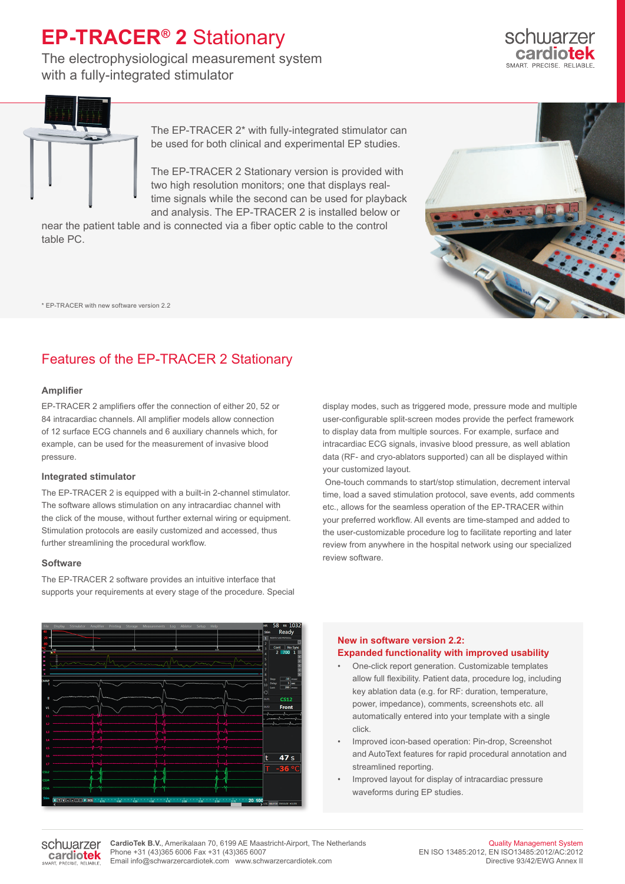# EP-TRACER® 2 Stationary

The electrophysiological measurement system with a fully-integrated stimulator

The EP-TRACER 2* with fully-integrated stimulator can be used for both clinical and experimental EP studies.

The EP-TRACER 2 Stationary version is provided with two high resolution monitors; one that displays real-time signals while the second can be used for playback and analysis. The EP-TRACER 2 is installed below or near the patient table and is connected via a fiber optic cable to the control table PC.

\* EP-TRACER with new software version 2.2

## Features of the EP-TRACER 2 Stationary

### Amplifier

EP-TRACER 2 amplifiers offer the connection of either 20, 52 or 84 intracardiac channels. All amplifier models allow connection of 12 surface ECG channels and 6 auxiliary channels which, for example, can be used for the measurement of invasive blood pressure.

### Integrated stimulator

The EP-TRACER 2 is equipped with a built-in 2-channel stimulator. The software allows stimulation on any intracardiac channel with the click of the mouse, without further external wiring or equipment. Stimulation protocols are easily customized and accessed, thus further streamlining the procedural workflow.

### Software

The EP-TRACER 2 software provides an intuitive interface that supports your requirements at every stage of the procedure. Special display modes, such as triggered mode, pressure mode and multiple user-configurable split-screen modes provide the perfect framework to display data from multiple sources. For example, surface and intracardiac ECG signals, invasive blood pressure, as well ablation data (RF- and cryo-ablators supported) can all be displayed within your customized layout.

One-touch commands to start/stop stimulation, decrement interval time, load a saved stimulation protocol, save events, add comments etc., allows for the seamless operation of the EP-TRACER within your preferred workflow. All events are time-stamped and added to the user-customizable procedure log to facilitate reporting and later review from anywhere in the hospital network using our specialized review software.

### New in software version 2.2: Expanded functionality with improved usability

- One-click report generation. Customizable templates allow full flexibility. Patient data, procedure log, including key ablation data (e.g. for RF: duration, temperature, power, impedance), comments, screenshots etc. all automatically entered into your template with a single click.
- Improved icon-based operation: Pin-drop, Screenshot and AutoText features for rapid procedural annotation and streamlined reporting.
- Improved layout for display of intracardiac pressure waveforms during EP studies.

**CardioTek B.V.**, Amerikalaan 70, 6199 AE Maastricht-Airport, The Netherlands
Phone +31 (43)365 6006 Fax +31 (43)365 6007
Email info@schwarzercardiotek.com www.schwarzercardiotek.com

Quality Management System
EN ISO 13485:2012, EN ISO13485:2012/AC:2012
Directive 93/42/EWG Annex II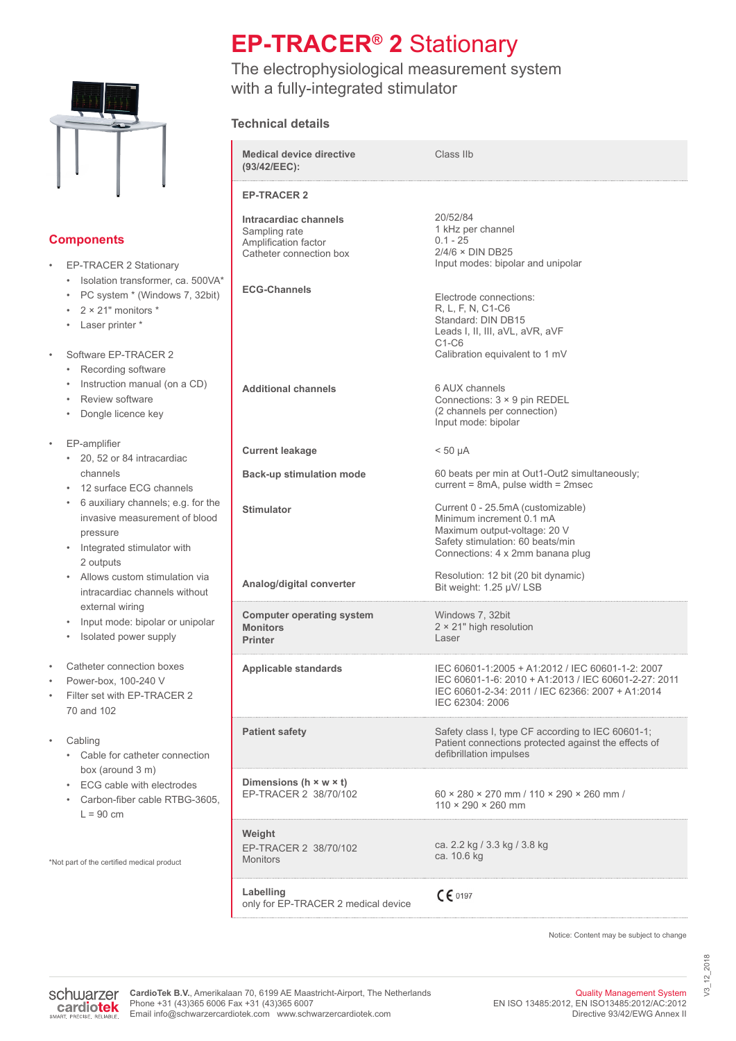# EP-TRACER® 2 Stationary

The electrophysiological measurement system with a fully-integrated stimulator

## Components

- EP-TRACER 2 Stationary
  - Isolation transformer, ca. 500VA*
  - PC system * (Windows 7, 32bit)
  - 2 × 21" monitors *
  - Laser printer *
- Software EP-TRACER 2
  - Recording software
  - Instruction manual (on a CD)
  - Review software
  - Dongle licence key
- EP-amplifier
  - 20, 52 or 84 intracardiac channels
  - 12 surface ECG channels
  - 6 auxiliary channels; e.g. for the invasive measurement of blood pressure
  - Integrated stimulator with 2 outputs
  - Allows custom stimulation via intracardiac channels without external wiring
  - Input mode: bipolar or unipolar
  - Isolated power supply
- Catheter connection boxes
- Power-box, 100-240 V
- Filter set with EP-TRACER 2 70 and 102
- Cabling
  - Cable for catheter connection box (around 3 m)
  - ECG cable with electrodes
  - Carbon-fiber cable RTBG-3605, L = 90 cm

*Not part of the certified medical product

## Technical details

| | |
|---|---|
| **Medical device directive (93/42/EEC):** | Class IIb |
| **EP-TRACER 2** | |
| **Intracardiac channels**<br>Sampling rate<br>Amplification factor<br>Catheter connection box | 20/52/84<br>1 kHz per channel<br>0.1 - 25<br>2/4/6 × DIN DB25<br>Input modes: bipolar and unipolar |
| **ECG-Channels** | Electrode connections:<br>R, L, F, N, C1-C6<br>Standard: DIN DB15<br>Leads I, II, III, aVL, aVR, aVF<br>C1-C6<br>Calibration equivalent to 1 mV |
| **Additional channels** | 6 AUX channels<br>Connections: 3 × 9 pin REDEL<br>(2 channels per connection)<br>Input mode: bipolar |
| **Current leakage** | < 50 µA |
| **Back-up stimulation mode** | 60 beats per min at Out1-Out2 simultaneously;<br>current = 8mA, pulse width = 2msec |
| **Stimulator** | Current 0 - 25.5mA (customizable)<br>Minimum increment 0.1 mA<br>Maximum output-voltage: 20 V<br>Safety stimulation: 60 beats/min<br>Connections: 4 x 2mm banana plug |
| **Analog/digital converter** | Resolution: 12 bit (20 bit dynamic)<br>Bit weight: 1.25 µV/ LSB |
| **Computer operating system**<br>**Monitors**<br>**Printer** | Windows 7, 32bit<br>2 × 21" high resolution<br>Laser |
| **Applicable standards** | IEC 60601-1:2005 + A1:2012 / IEC 60601-1-2: 2007<br>IEC 60601-1-6: 2010 + A1:2013 / IEC 60601-2-27: 2011<br>IEC 60601-2-34: 2011 / IEC 62366: 2007 + A1:2014<br>IEC 62304: 2006 |
| **Patient safety** | Safety class I, type CF according to IEC 60601-1;<br>Patient connections protected against the effects of defibrillation impulses |
| **Dimensions (h × w × t)**<br>EP-TRACER 2 38/70/102 | 60 × 280 × 270 mm / 110 × 290 × 260 mm /<br>110 × 290 × 260 mm |
| **Weight**<br>EP-TRACER 2 38/70/102<br>Monitors | ca. 2.2 kg / 3.3 kg / 3.8 kg<br>ca. 10.6 kg |
| **Labelling**<br>only for EP-TRACER 2 medical device | CE 0197 |

Notice: Content may be subject to change

V3_12_2018

schwarzer cardiotek SMART. PRECISE. RELIABLE.

**CardioTek B.V.**, Amerikalaan 70, 6199 AE Maastricht-Airport, The Netherlands
Phone +31 (43)365 6006 Fax +31 (43)365 6007
Email info@schwarzercardiotek.com www.schwarzercardiotek.com

Quality Management System
EN ISO 13485:2012, EN ISO13485:2012/AC:2012
Directive 93/42/EWG Annex II